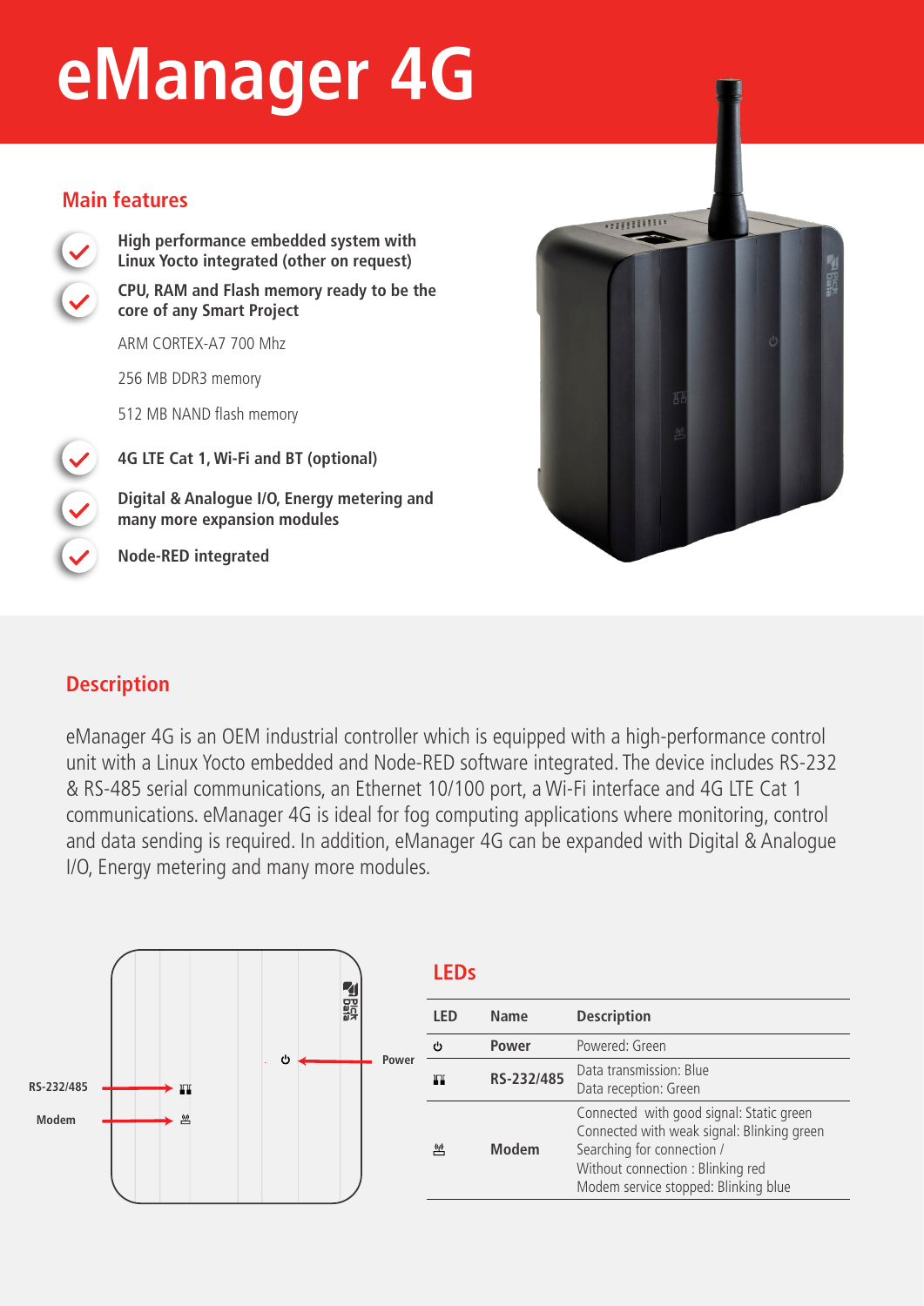# eManager 4G

## Main features

- **High performance embedded system with Linux Yocto integrated (other on request)**
- **CPU, RAM and Flash memory ready to be the core of any Smart Project**

  ARM CORTEX-A7 700 Mhz

  256 MB DDR3 memory

  512 MB NAND flash memory

- **4G LTE Cat 1, Wi-Fi and BT (optional)**
- **Digital & Analogue I/O, Energy metering and many more expansion modules**
- **Node-RED integrated**

## Description

eManager 4G is an OEM industrial controller which is equipped with a high-performance control unit with a Linux Yocto embedded and Node-RED software integrated. The device includes RS-232 & RS-485 serial communications, an Ethernet 10/100 port, a Wi-Fi interface and 4G LTE Cat 1 communications. eManager 4G is ideal for fog computing applications where monitoring, control and data sending is required. In addition, eManager 4G can be expanded with Digital & Analogue I/O, Energy metering and many more modules.

RS-232/485

Modem

Power

## LEDs

| LED | Name | Description |
|---|---|---|
| ⏻ | Power | Powered: Green |
| | RS-232/485 | Data transmission: Blue<br>Data reception: Green |
| | Modem | Connected with good signal: Static green<br>Connected with weak signal: Blinking green<br>Searching for connection /<br>Without connection : Blinking red<br>Modem service stopped: Blinking blue |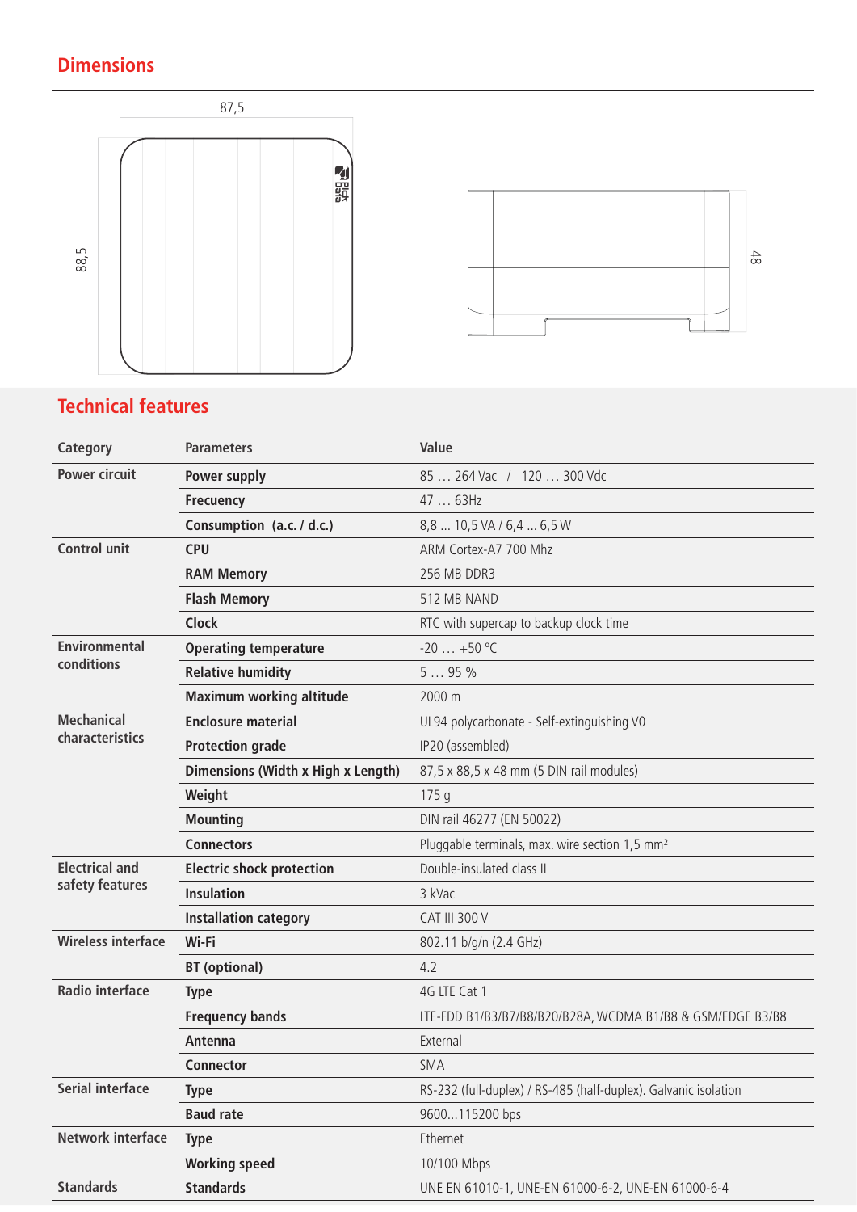## Dimensions

87,5

88,5

48

## Technical features

| Category | Parameters | Value |
|---|---|---|
| Power circuit | Power supply | 85 … 264 Vac / 120 … 300 Vdc |
| | Frecuency | 47 … 63Hz |
| | Consumption (a.c. / d.c.) | 8,8 ... 10,5 VA / 6,4 ... 6,5 W |
| Control unit | CPU | ARM Cortex-A7 700 Mhz |
| | RAM Memory | 256 MB DDR3 |
| | Flash Memory | 512 MB NAND |
| | Clock | RTC with supercap to backup clock time |
| Environmental conditions | Operating temperature | -20 … +50 ºC |
| | Relative humidity | 5 … 95 % |
| | Maximum working altitude | 2000 m |
| Mechanical characteristics | Enclosure material | UL94 polycarbonate - Self-extinguishing V0 |
| | Protection grade | IP20 (assembled) |
| | Dimensions (Width x High x Length) | 87,5 x 88,5 x 48 mm (5 DIN rail modules) |
| | Weight | 175 g |
| | Mounting | DIN rail 46277 (EN 50022) |
| | Connectors | Pluggable terminals, max. wire section 1,5 mm² |
| Electrical and safety features | Electric shock protection | Double-insulated class II |
| | Insulation | 3 kVac |
| | Installation category | CAT III 300 V |
| Wireless interface | Wi-Fi | 802.11 b/g/n (2.4 GHz) |
| | BT (optional) | 4.2 |
| Radio interface | Type | 4G LTE Cat 1 |
| | Frequency bands | LTE-FDD B1/B3/B7/B8/B20/B28A, WCDMA B1/B8 & GSM/EDGE B3/B8 |
| | Antenna | External |
| | Connector | SMA |
| Serial interface | Type | RS-232 (full-duplex) / RS-485 (half-duplex). Galvanic isolation |
| | Baud rate | 9600...115200 bps |
| Network interface | Type | Ethernet |
| | Working speed | 10/100 Mbps |
| Standards | Standards | UNE EN 61010-1, UNE-EN 61000-6-2, UNE-EN 61000-6-4 |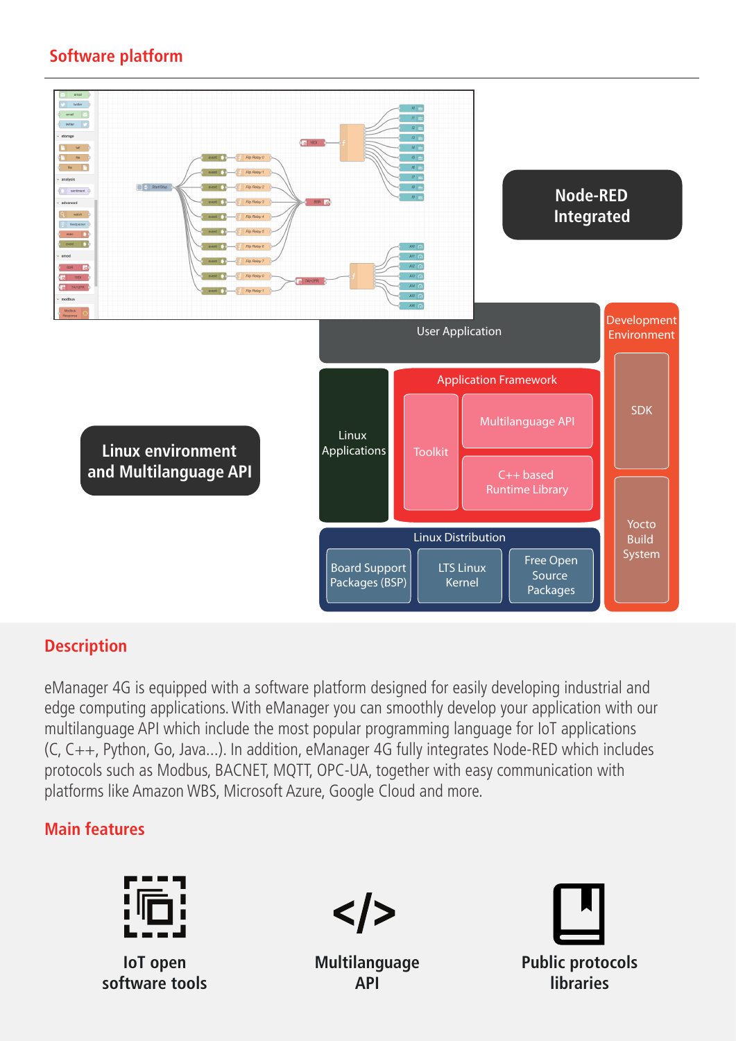## Software platform

Node-RED Integrated

Linux environment and Multilanguage API

User Application

Development Environment

Linux Applications

Application Framework

Toolkit

Multilanguage API

C++ based Runtime Library

SDK

Yocto Build System

Linux Distribution

Board Support Packages (BSP)

LTS Linux Kernel

Free Open Source Packages

## Description

eManager 4G is equipped with a software platform designed for easily developing industrial and edge computing applications. With eManager you can smoothly develop your application with our multilanguage API which include the most popular programming language for IoT applications (C, C++, Python, Go, Java...). In addition, eManager 4G fully integrates Node-RED which includes protocols such as Modbus, BACNET, MQTT, OPC-UA, together with easy communication with platforms like Amazon WBS, Microsoft Azure, Google Cloud and more.

## Main features

IoT open software tools

Multilanguage API

Public protocols libraries